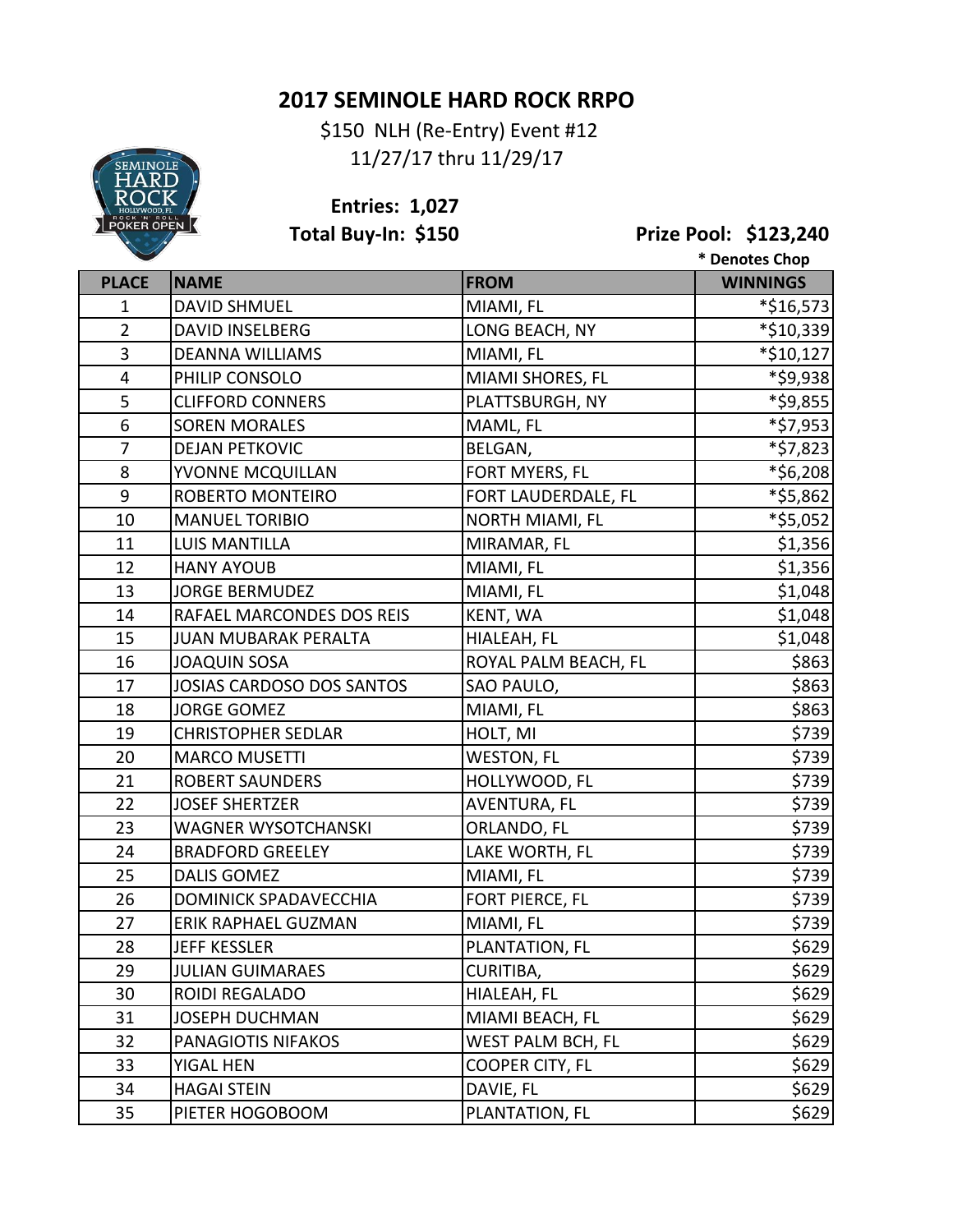# 2017 SEMINOLE HARD ROCK RRPO

$150 NLH (Re-Entry) Event #12

11/27/17 thru 11/29/17

**Entries: 1,027**

**Total Buy-In: $150**

**Prize Pool: $123,240**

**\* Denotes Chop**

| PLACE | NAME | FROM | WINNINGS |
|---|---|---|---|
| 1 | DAVID SHMUEL | MIAMI, FL | *$16,573 |
| 2 | DAVID INSELBERG | LONG BEACH, NY | *$10,339 |
| 3 | DEANNA WILLIAMS | MIAMI, FL | *$10,127 |
| 4 | PHILIP CONSOLO | MIAMI SHORES, FL | *$9,938 |
| 5 | CLIFFORD CONNERS | PLATTSBURGH, NY | *$9,855 |
| 6 | SOREN MORALES | MAML, FL | *$7,953 |
| 7 | DEJAN PETKOVIC | BELGAN, | *$7,823 |
| 8 | YVONNE MCQUILLAN | FORT MYERS, FL | *$6,208 |
| 9 | ROBERTO MONTEIRO | FORT LAUDERDALE, FL | *$5,862 |
| 10 | MANUEL TORIBIO | NORTH MIAMI, FL | *$5,052 |
| 11 | LUIS MANTILLA | MIRAMAR, FL | $1,356 |
| 12 | HANY AYOUB | MIAMI, FL | $1,356 |
| 13 | JORGE BERMUDEZ | MIAMI, FL | $1,048 |
| 14 | RAFAEL MARCONDES DOS REIS | KENT, WA | $1,048 |
| 15 | JUAN MUBARAK PERALTA | HIALEAH, FL | $1,048 |
| 16 | JOAQUIN SOSA | ROYAL PALM BEACH, FL | $863 |
| 17 | JOSIAS CARDOSO DOS SANTOS | SAO PAULO, | $863 |
| 18 | JORGE GOMEZ | MIAMI, FL | $863 |
| 19 | CHRISTOPHER SEDLAR | HOLT, MI | $739 |
| 20 | MARCO MUSETTI | WESTON, FL | $739 |
| 21 | ROBERT SAUNDERS | HOLLYWOOD, FL | $739 |
| 22 | JOSEF SHERTZER | AVENTURA, FL | $739 |
| 23 | WAGNER WYSOTCHANSKI | ORLANDO, FL | $739 |
| 24 | BRADFORD GREELEY | LAKE WORTH, FL | $739 |
| 25 | DALIS GOMEZ | MIAMI, FL | $739 |
| 26 | DOMINICK SPADAVECCHIA | FORT PIERCE, FL | $739 |
| 27 | ERIK RAPHAEL GUZMAN | MIAMI, FL | $739 |
| 28 | JEFF KESSLER | PLANTATION, FL | $629 |
| 29 | JULIAN GUIMARAES | CURITIBA, | $629 |
| 30 | ROIDI REGALADO | HIALEAH, FL | $629 |
| 31 | JOSEPH DUCHMAN | MIAMI BEACH, FL | $629 |
| 32 | PANAGIOTIS NIFAKOS | WEST PALM BCH, FL | $629 |
| 33 | YIGAL HEN | COOPER CITY, FL | $629 |
| 34 | HAGAI STEIN | DAVIE, FL | $629 |
| 35 | PIETER HOGOBOOM | PLANTATION, FL | $629 |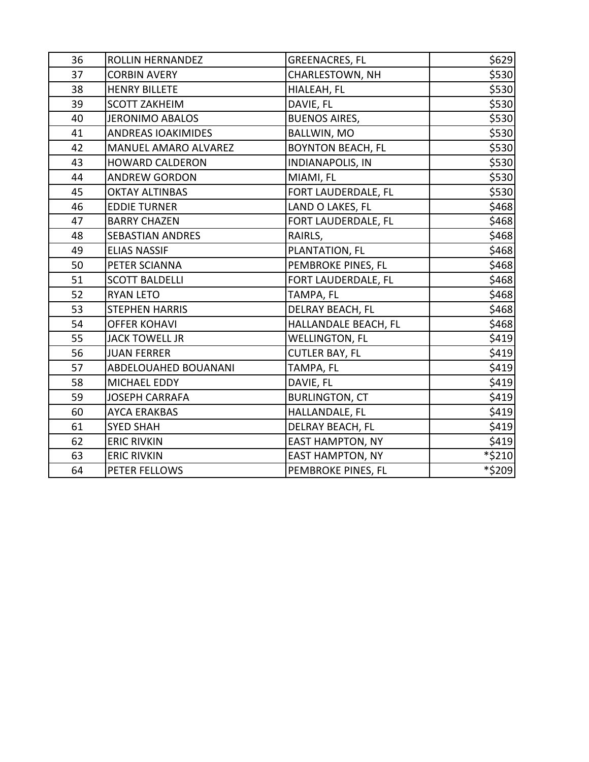| | | | |
|---|---|---|---|
| 36 | ROLLIN HERNANDEZ | GREENACRES, FL | $629 |
| 37 | CORBIN AVERY | CHARLESTOWN, NH | $530 |
| 38 | HENRY BILLETE | HIALEAH, FL | $530 |
| 39 | SCOTT ZAKHEIM | DAVIE, FL | $530 |
| 40 | JERONIMO ABALOS | BUENOS AIRES, | $530 |
| 41 | ANDREAS IOAKIMIDES | BALLWIN, MO | $530 |
| 42 | MANUEL AMARO ALVAREZ | BOYNTON BEACH, FL | $530 |
| 43 | HOWARD CALDERON | INDIANAPOLIS, IN | $530 |
| 44 | ANDREW GORDON | MIAMI, FL | $530 |
| 45 | OKTAY ALTINBAS | FORT LAUDERDALE, FL | $530 |
| 46 | EDDIE TURNER | LAND O LAKES, FL | $468 |
| 47 | BARRY CHAZEN | FORT LAUDERDALE, FL | $468 |
| 48 | SEBASTIAN ANDRES | RAIRLS, | $468 |
| 49 | ELIAS NASSIF | PLANTATION, FL | $468 |
| 50 | PETER SCIANNA | PEMBROKE PINES, FL | $468 |
| 51 | SCOTT BALDELLI | FORT LAUDERDALE, FL | $468 |
| 52 | RYAN LETO | TAMPA, FL | $468 |
| 53 | STEPHEN HARRIS | DELRAY BEACH, FL | $468 |
| 54 | OFFER KOHAVI | HALLANDALE BEACH, FL | $468 |
| 55 | JACK TOWELL JR | WELLINGTON, FL | $419 |
| 56 | JUAN FERRER | CUTLER BAY, FL | $419 |
| 57 | ABDELOUAHED BOUANANI | TAMPA, FL | $419 |
| 58 | MICHAEL EDDY | DAVIE, FL | $419 |
| 59 | JOSEPH CARRAFA | BURLINGTON, CT | $419 |
| 60 | AYCA ERAKBAS | HALLANDALE, FL | $419 |
| 61 | SYED SHAH | DELRAY BEACH, FL | $419 |
| 62 | ERIC RIVKIN | EAST HAMPTON, NY | $419 |
| 63 | ERIC RIVKIN | EAST HAMPTON, NY | *$210 |
| 64 | PETER FELLOWS | PEMBROKE PINES, FL | *$209 |